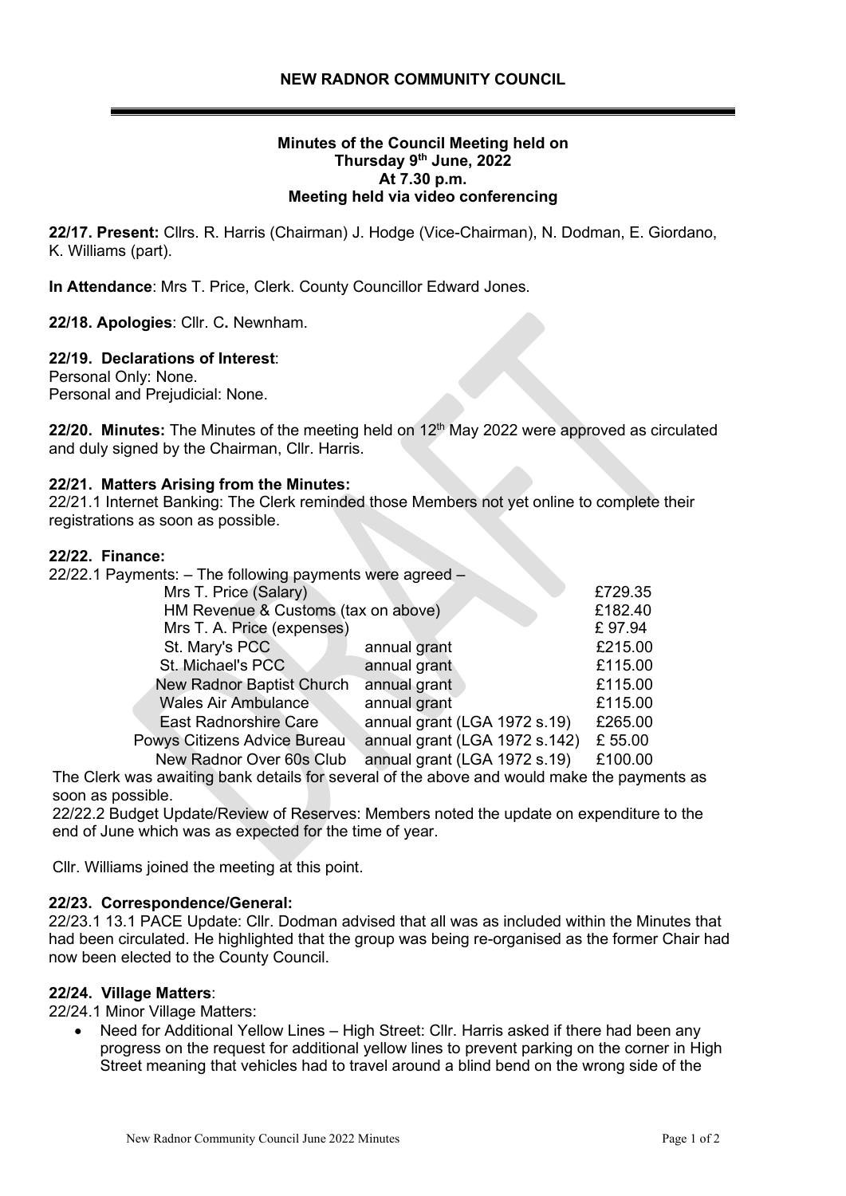# NEW RADNOR COMMUNITY COUNCIL

**Minutes of the Council Meeting held on**
**Thursday 9th June, 2022**
**At 7.30 p.m.**
**Meeting held via video conferencing**

**22/17. Present:** Cllrs. R. Harris (Chairman) J. Hodge (Vice-Chairman), N. Dodman, E. Giordano, K. Williams (part).

**In Attendance**: Mrs T. Price, Clerk. County Councillor Edward Jones.

**22/18. Apologies**: Cllr. C**.** Newnham.

**22/19. Declarations of Interest**:
Personal Only: None.
Personal and Prejudicial: None.

**22/20. Minutes:** The Minutes of the meeting held on 12th May 2022 were approved as circulated and duly signed by the Chairman, Cllr. Harris.

**22/21. Matters Arising from the Minutes:**
22/21.1 Internet Banking: The Clerk reminded those Members not yet online to complete their registrations as soon as possible.

**22/22. Finance:**
22/22.1 Payments: – The following payments were agreed –

| | | |
|---|---|---|
| Mrs T. Price (Salary) | | £729.35 |
| HM Revenue & Customs (tax on above) | | £182.40 |
| Mrs T. A. Price (expenses) | | £ 97.94 |
| St. Mary's PCC | annual grant | £215.00 |
| St. Michael's PCC | annual grant | £115.00 |
| New Radnor Baptist Church | annual grant | £115.00 |
| Wales Air Ambulance | annual grant | £115.00 |
| East Radnorshire Care | annual grant (LGA 1972 s.19) | £265.00 |
| Powys Citizens Advice Bureau | annual grant (LGA 1972 s.142) | £ 55.00 |
| New Radnor Over 60s Club | annual grant (LGA 1972 s.19) | £100.00 |

The Clerk was awaiting bank details for several of the above and would make the payments as soon as possible.
22/22.2 Budget Update/Review of Reserves: Members noted the update on expenditure to the end of June which was as expected for the time of year.

Cllr. Williams joined the meeting at this point.

**22/23. Correspondence/General:**
22/23.1 13.1 PACE Update: Cllr. Dodman advised that all was as included within the Minutes that had been circulated. He highlighted that the group was being re-organised as the former Chair had now been elected to the County Council.

**22/24. Village Matters**:
22/24.1 Minor Village Matters:

- Need for Additional Yellow Lines – High Street: Cllr. Harris asked if there had been any progress on the request for additional yellow lines to prevent parking on the corner in High Street meaning that vehicles had to travel around a blind bend on the wrong side of the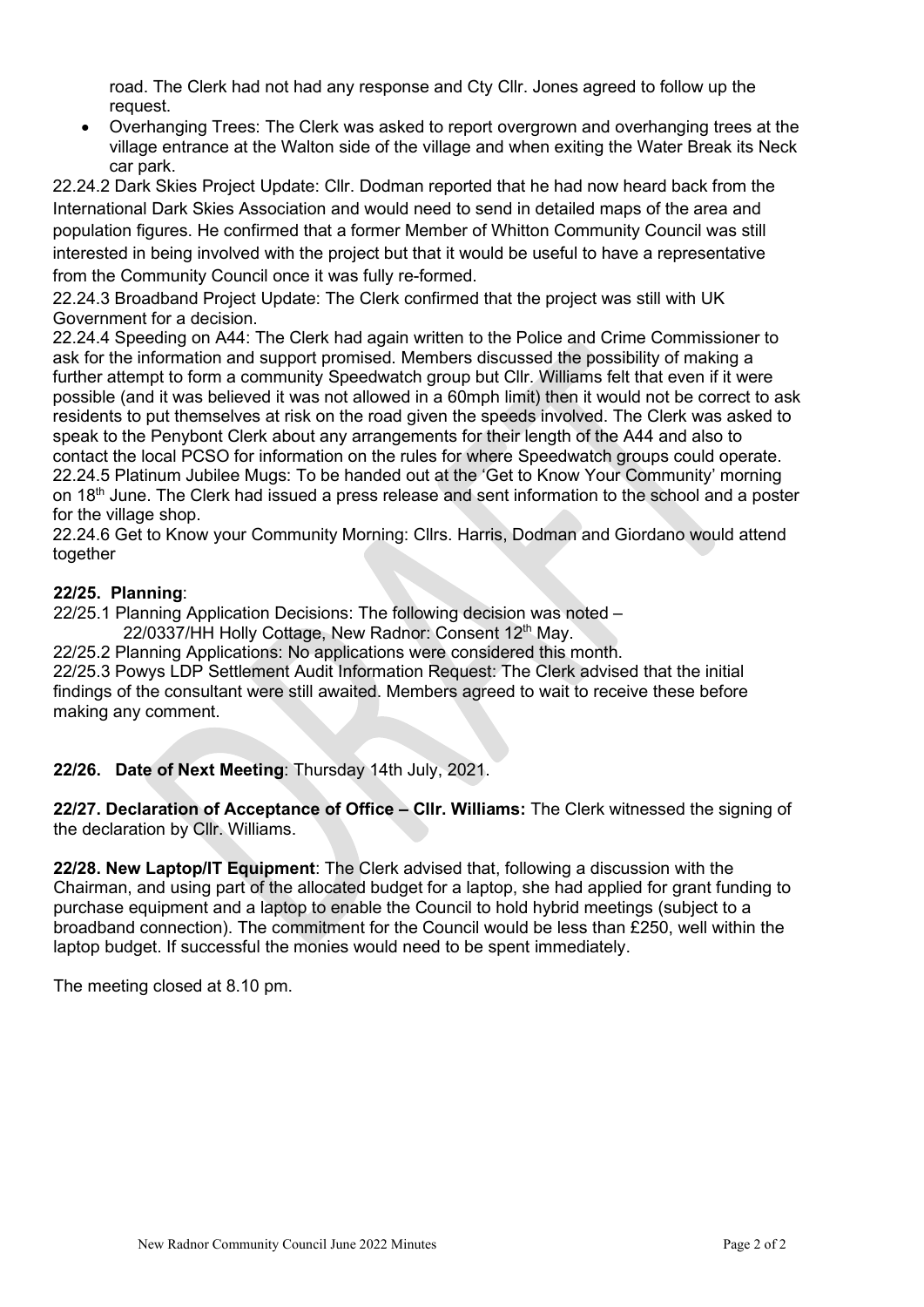road. The Clerk had not had any response and Cty Cllr. Jones agreed to follow up the request.

- Overhanging Trees: The Clerk was asked to report overgrown and overhanging trees at the village entrance at the Walton side of the village and when exiting the Water Break its Neck car park.

22.24.2 Dark Skies Project Update: Cllr. Dodman reported that he had now heard back from the International Dark Skies Association and would need to send in detailed maps of the area and population figures. He confirmed that a former Member of Whitton Community Council was still interested in being involved with the project but that it would be useful to have a representative from the Community Council once it was fully re-formed.

22.24.3 Broadband Project Update: The Clerk confirmed that the project was still with UK Government for a decision.

22.24.4 Speeding on A44: The Clerk had again written to the Police and Crime Commissioner to ask for the information and support promised. Members discussed the possibility of making a further attempt to form a community Speedwatch group but Cllr. Williams felt that even if it were possible (and it was believed it was not allowed in a 60mph limit) then it would not be correct to ask residents to put themselves at risk on the road given the speeds involved. The Clerk was asked to speak to the Penybont Clerk about any arrangements for their length of the A44 and also to contact the local PCSO for information on the rules for where Speedwatch groups could operate.

22.24.5 Platinum Jubilee Mugs: To be handed out at the 'Get to Know Your Community' morning on 18th June. The Clerk had issued a press release and sent information to the school and a poster for the village shop.

22.24.6 Get to Know your Community Morning: Cllrs. Harris, Dodman and Giordano would attend together

**22/25. Planning**:

22/25.1 Planning Application Decisions: The following decision was noted –

22/0337/HH Holly Cottage, New Radnor: Consent 12th May.

22/25.2 Planning Applications: No applications were considered this month.

22/25.3 Powys LDP Settlement Audit Information Request: The Clerk advised that the initial findings of the consultant were still awaited. Members agreed to wait to receive these before making any comment.

**22/26. Date of Next Meeting**: Thursday 14th July, 2021.

**22/27. Declaration of Acceptance of Office – Cllr. Williams:** The Clerk witnessed the signing of the declaration by Cllr. Williams.

**22/28. New Laptop/IT Equipment**: The Clerk advised that, following a discussion with the Chairman, and using part of the allocated budget for a laptop, she had applied for grant funding to purchase equipment and a laptop to enable the Council to hold hybrid meetings (subject to a broadband connection). The commitment for the Council would be less than £250, well within the laptop budget. If successful the monies would need to be spent immediately.

The meeting closed at 8.10 pm.